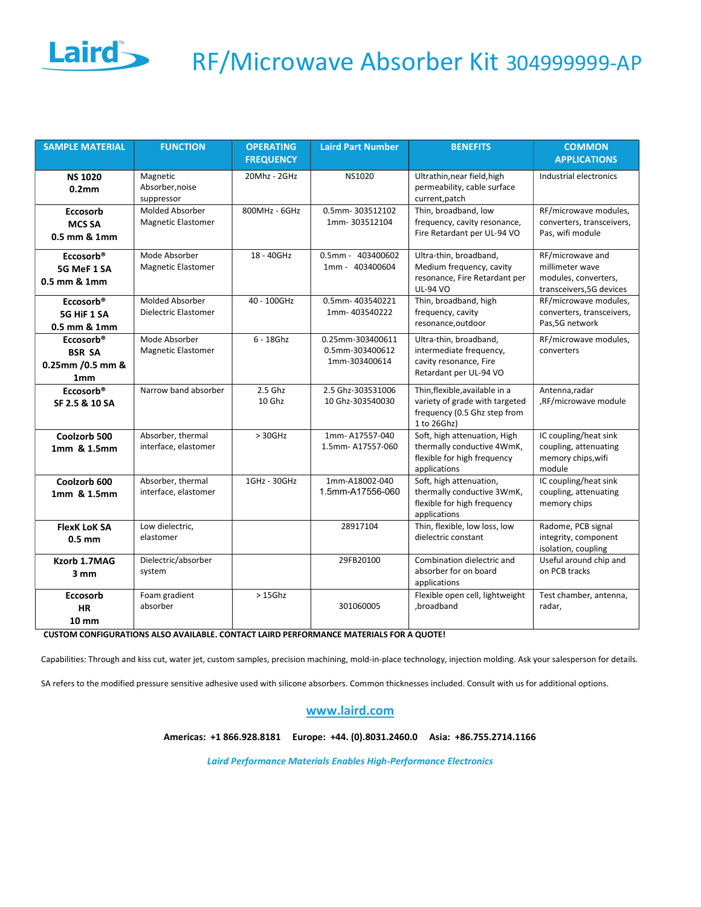# RF/Microwave Absorber Kit 304999999-AP

| SAMPLE MATERIAL | FUNCTION | OPERATING FREQUENCY | Laird Part Number | BENEFITS | COMMON APPLICATIONS |
|---|---|---|---|---|---|
| **NS 1020 0.2mm** | Magnetic Absorber,noise suppressor | 20Mhz - 2GHz | NS1020 | Ultrathin,near field,high permeability, cable surface current,patch | Industrial electronics |
| **Eccosorb MCS SA 0.5 mm & 1mm** | Molded Absorber Magnetic Elastomer | 800MHz - 6GHz | 0.5mm- 303512102 1mm- 303512104 | Thin, broadband, low frequency, cavity resonance, Fire Retardant per UL-94 VO | RF/microwave modules, converters, transceivers, Pas, wifi module |
| **Eccosorb® 5G MeF 1 SA 0.5 mm & 1mm** | Mode Absorber Magnetic Elastomer | 18 - 40GHz | 0.5mm - 403400602 1mm - 403400604 | Ultra-thin, broadband, Medium frequency, cavity resonance, Fire Retardant per UL-94 VO | RF/microwave and millimeter wave modules, converters, transceivers,5G devices |
| **Eccosorb® 5G HiF 1 SA 0.5 mm & 1mm** | Molded Absorber Dielectric Elastomer | 40 - 100GHz | 0.5mm- 403540221 1mm- 403540222 | Thin, broadband, high frequency, cavity resonance,outdoor | RF/microwave modules, converters, transceivers, Pas,5G network |
| **Eccosorb® BSR SA 0.25mm /0.5 mm & 1mm** | Mode Absorber Magnetic Elastomer | 6 - 18Ghz | 0.25mm-303400611 0.5mm-303400612 1mm-303400614 | Ultra-thin, broadband, intermediate frequency, cavity resonance, Fire Retardant per UL-94 VO | RF/microwave modules, converters |
| **Eccosorb® SF 2.5 & 10 SA** | Narrow band absorber | 2.5 Ghz 10 Ghz | 2.5 Ghz-303531006 10 Ghz-303540030 | Thin,flexible,available in a variety of grade with targeted frequency (0.5 Ghz step from 1 to 26Ghz) | Antenna,radar ,RF/microwave module |
| **Coolzorb 500 1mm & 1.5mm** | Absorber, thermal interface, elastomer | > 30GHz | 1mm- A17557-040 1.5mm- A17557-060 | Soft, high attenuation, High thermally conductive 4WmK, flexible for high frequency applications | IC coupling/heat sink coupling, attenuating memory chips,wifi module |
| **Coolzorb 600 1mm & 1.5mm** | Absorber, thermal interface, elastomer | 1GHz - 30GHz | 1mm-A18002-040 1.5mm-A17556-060 | Soft, high attenuation, thermally conductive 3WmK, flexible for high frequency applications | IC coupling/heat sink coupling, attenuating memory chips |
| **FlexK LoK SA 0.5 mm** | Low dielectric, elastomer | | 28917104 | Thin, flexible, low loss, low dielectric constant | Radome, PCB signal integrity, component isolation, coupling |
| **Kzorb 1.7MAG 3 mm** | Dielectric/absorber system | | 29FB20100 | Combination dielectric and absorber for on board applications | Useful around chip and on PCB tracks |
| **Eccosorb HR 10 mm** | Foam gradient absorber | > 15Ghz | 301060005 | Flexible open cell, lightweight ,broadband | Test chamber, antenna, radar, |

**CUSTOM CONFIGURATIONS ALSO AVAILABLE. CONTACT LAIRD PERFORMANCE MATERIALS FOR A QUOTE!**

Capabilities: Through and kiss cut, water jet, custom samples, precision machining, mold-in-place technology, injection molding. Ask your salesperson for details.

SA refers to the modified pressure sensitive adhesive used with silicone absorbers. Common thicknesses included. Consult with us for additional options.

**www.laird.com**

**Americas: +1 866.928.8181 Europe: +44. (0).8031.2460.0 Asia: +86.755.2714.1166**

***Laird Performance Materials Enables High-Performance Electronics***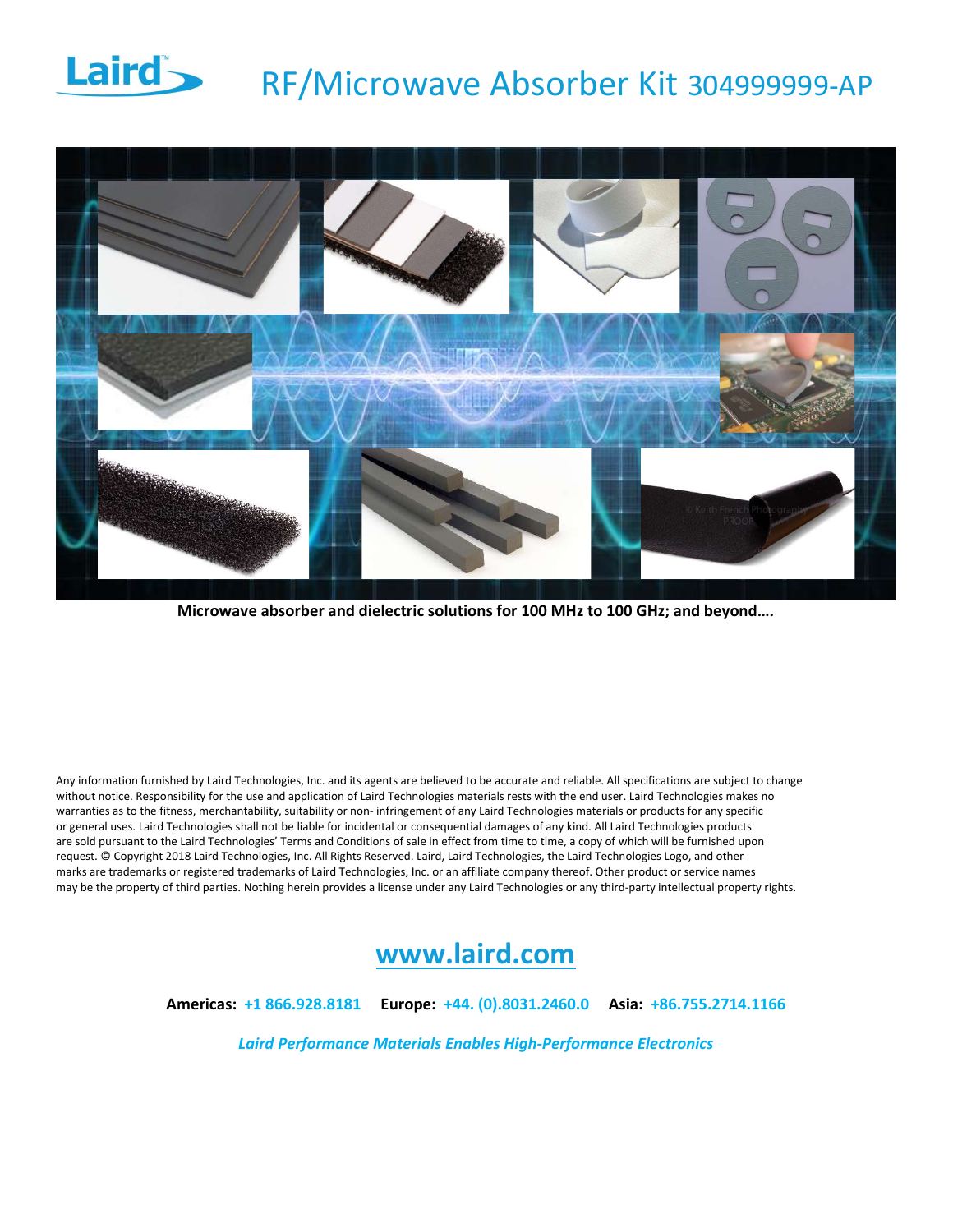# RF/Microwave Absorber Kit 304999999-AP

**Microwave absorber and dielectric solutions for 100 MHz to 100 GHz; and beyond….**

Any information furnished by Laird Technologies, Inc. and its agents are believed to be accurate and reliable. All specifications are subject to change without notice. Responsibility for the use and application of Laird Technologies materials rests with the end user. Laird Technologies makes no warranties as to the fitness, merchantability, suitability or non- infringement of any Laird Technologies materials or products for any specific or general uses. Laird Technologies shall not be liable for incidental or consequential damages of any kind. All Laird Technologies products are sold pursuant to the Laird Technologies' Terms and Conditions of sale in effect from time to time, a copy of which will be furnished upon request. © Copyright 2018 Laird Technologies, Inc. All Rights Reserved. Laird, Laird Technologies, the Laird Technologies Logo, and other marks are trademarks or registered trademarks of Laird Technologies, Inc. or an affiliate company thereof. Other product or service names may be the property of third parties. Nothing herein provides a license under any Laird Technologies or any third-party intellectual property rights.

**www.laird.com**

**Americas: +1 866.928.8181 Europe: +44. (0).8031.2460.0 Asia: +86.755.2714.1166**

***Laird Performance Materials Enables High-Performance Electronics***